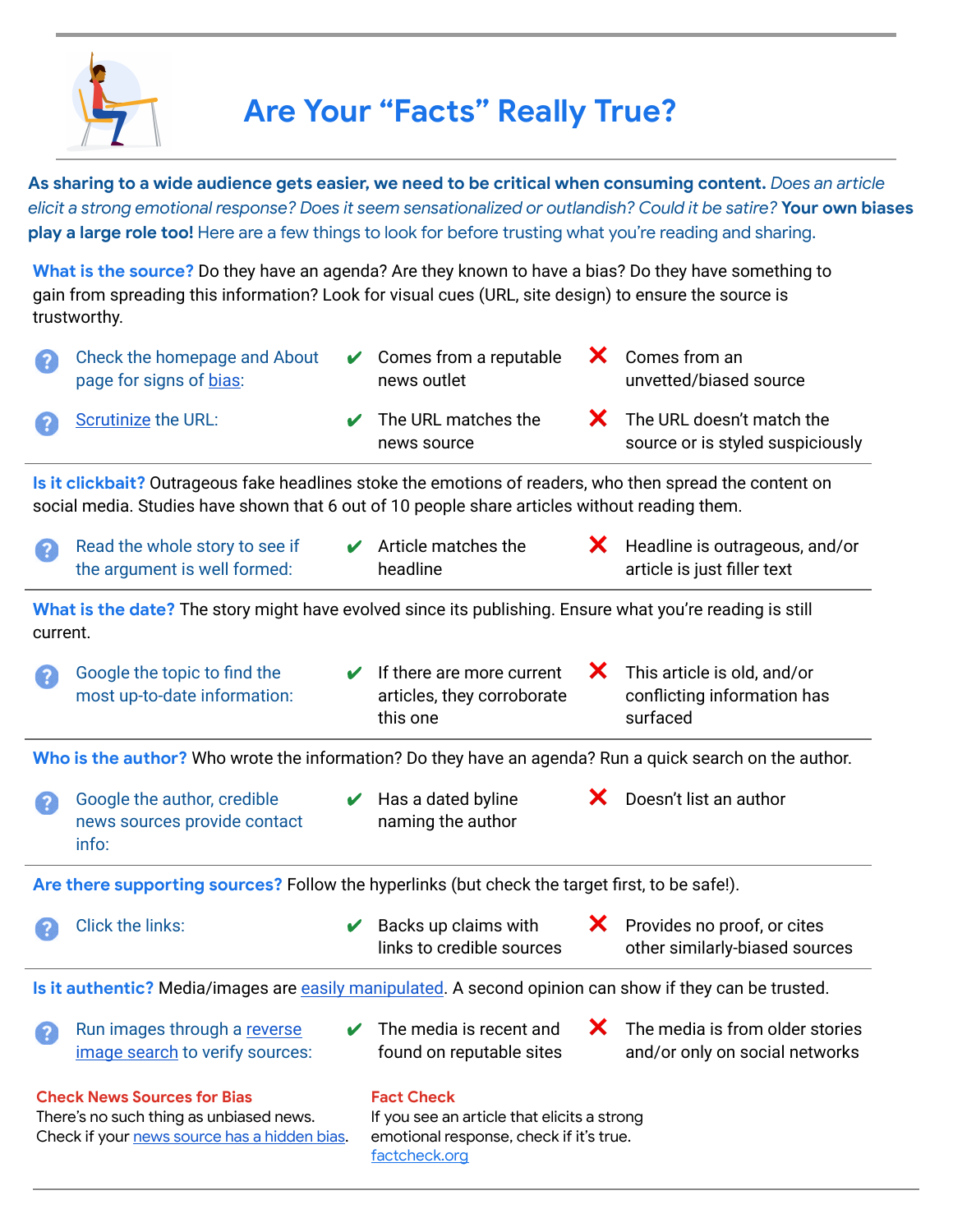# Are Your "Facts" Really True?

**As sharing to a wide audience gets easier, we need to be critical when consuming content.** *Does an article elicit a strong emotional response? Does it seem sensationalized or outlandish? Could it be satire?* **Your own biases play a large role too!** Here are a few things to look for before trusting what you're reading and sharing.

**What is the source?** Do they have an agenda? Are they known to have a bias? Do they have something to gain from spreading this information? Look for visual cues (URL, site design) to ensure the source is trustworthy.

| | ✔ | ✘ |
|---|---|---|
| Check the homepage and About page for signs of bias: | Comes from a reputable news outlet | Comes from an unvetted/biased source |
| Scrutinize the URL: | The URL matches the news source | The URL doesn't match the source or is styled suspiciously |

**Is it clickbait?** Outrageous fake headlines stoke the emotions of readers, who then spread the content on social media. Studies have shown that 6 out of 10 people share articles without reading them.

| | ✔ | ✘ |
|---|---|---|
| Read the whole story to see if the argument is well formed: | Article matches the headline | Headline is outrageous, and/or article is just filler text |

**What is the date?** The story might have evolved since its publishing. Ensure what you're reading is still current.

| | ✔ | ✘ |
|---|---|---|
| Google the topic to find the most up-to-date information: | If there are more current articles, they corroborate this one | This article is old, and/or conflicting information has surfaced |

**Who is the author?** Who wrote the information? Do they have an agenda? Run a quick search on the author.

| | ✔ | ✘ |
|---|---|---|
| Google the author, credible news sources provide contact info: | Has a dated byline naming the author | Doesn't list an author |

**Are there supporting sources?** Follow the hyperlinks (but check the target first, to be safe!).

| | ✔ | ✘ |
|---|---|---|
| Click the links: | Backs up claims with links to credible sources | Provides no proof, or cites other similarly-biased sources |

**Is it authentic?** Media/images are easily manipulated. A second opinion can show if they can be trusted.

| | ✔ | ✘ |
|---|---|---|
| Run images through a reverse image search to verify sources: | The media is recent and found on reputable sites | The media is from older stories and/or only on social networks |

**Check News Sources for Bias**
There's no such thing as unbiased news. Check if your news source has a hidden bias.

**Fact Check**
If you see an article that elicits a strong emotional response, check if it's true.
factcheck.org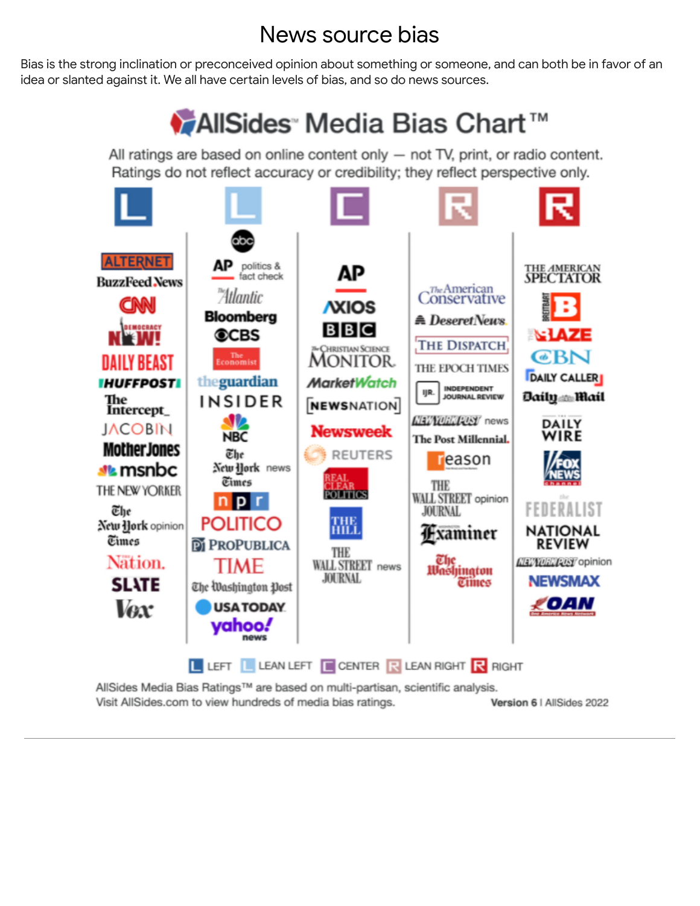# News source bias

Bias is the strong inclination or preconceived opinion about something or someone, and can both be in favor of an idea or slanted against it. We all have certain levels of bias, and so do news sources.

## AllSides Media Bias Chart™

All ratings are based on online content only — not TV, print, or radio content. Ratings do not reflect accuracy or credibility; they reflect perspective only.

| L (Left) | L (Lean Left) | C (Center) | R (Lean Right) | R (Right) |
|---|---|---|---|---|
| AlterNet | ABC | AP | The American Conservative | The American Spectator |
| BuzzFeed News | AP politics & fact check | Axios | Deseret News | Breitbart |
| CNN | The Atlantic | BBC | The Dispatch | The Blaze |
| Democracy Now! | Bloomberg | The Christian Science Monitor | The Epoch Times | CBN |
| Daily Beast | CBS | MarketWatch | Independent Journal Review | Daily Caller |
| HuffPost | The Economist | NewsNation | New York Post news | Daily Mail |
| The Intercept | The Guardian | Newsweek | The Post Millennial | The Daily Wire |
| Jacobin | Insider | Reuters | Reason | Fox News |
| Mother Jones | NBC | RealClearPolitics | The Wall Street Journal opinion | The Federalist |
| MSNBC | The New York Times news | The Hill | Washington Examiner | National Review |
| The New Yorker | NPR | The Wall Street Journal news | The Washington Times | New York Post opinion |
| The New York Times opinion | Politico | | | Newsmax |
| The Nation | ProPublica | | | OAN |
| Slate | Time | | | |
| Vox | The Washington Post | | | |
| | USA Today | | | |
| | Yahoo! News | | | |

L LEFT | L LEAN LEFT | C CENTER | R LEAN RIGHT | R RIGHT

AllSides Media Bias Ratings™ are based on multi-partisan, scientific analysis.
Visit AllSides.com to view hundreds of media bias ratings.

**Version 6** | AllSides 2022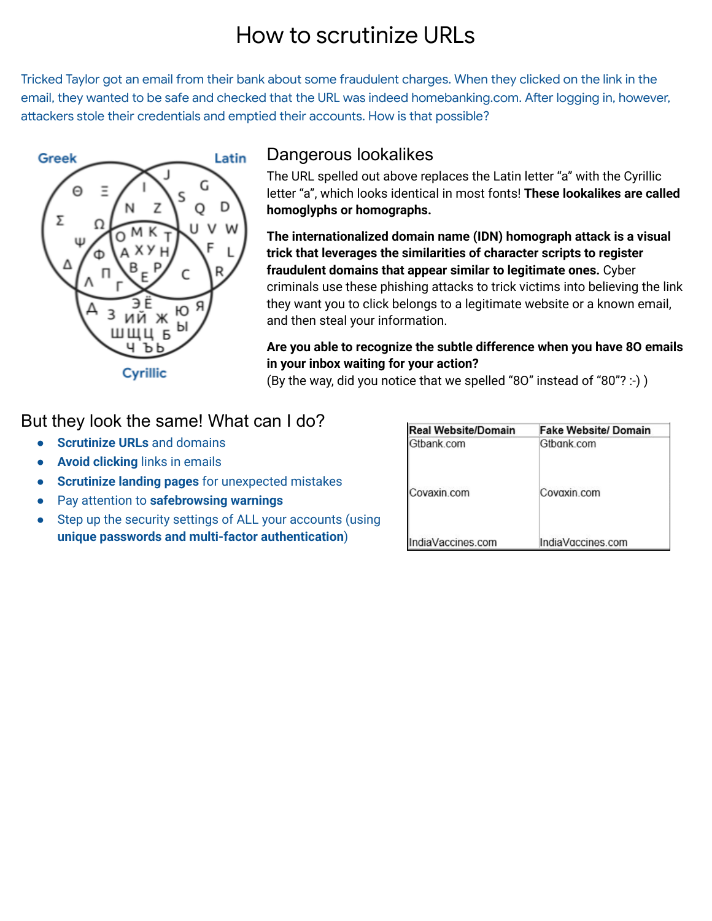# How to scrutinize URLs

Tricked Taylor got an email from their bank about some fraudulent charges. When they clicked on the link in the email, they wanted to be safe and checked that the URL was indeed homebanking.com. After logging in, however, attackers stole their credentials and emptied their accounts. How is that possible?

Greek

Latin

Cyrillic

Θ Ξ Σ Ω Ψ Δ Φ Λ Π Γ

I J N Z S G Q D U V W F L R C

O M K T A X Y H B P E

Д З И Й Ж Ш Щ Ц Б Ч Ъ Ь Э Ё Ю Я Ы

## Dangerous lookalikes

The URL spelled out above replaces the Latin letter “a” with the Cyrillic letter “а”, which looks identical in most fonts! **These lookalikes are called homoglyphs or homographs.**

**The internationalized domain name (IDN) homograph attack is a visual trick that leverages the similarities of character scripts to register fraudulent domains that appear similar to legitimate ones.** Cyber criminals use these phishing attacks to trick victims into believing the link they want you to click belongs to a legitimate website or a known email, and then steal your information.

**Are you able to recognize the subtle difference when you have 8O emails in your inbox waiting for your action?**
(By the way, did you notice that we spelled “8O” instead of “80”? :-) )

## But they look the same! What can I do?

- **Scrutinize URLs** and domains
- **Avoid clicking** links in emails
- **Scrutinize landing pages** for unexpected mistakes
- Pay attention to **safebrowsing warnings**
- Step up the security settings of ALL your accounts (using **unique passwords and multi-factor authentication**)

| Real Website/Domain | Fake Website/ Domain |
|---|---|
| Gtbank.com | Gtbank.com |
| Covaxin.com | Covaxin.com |
| IndiaVaccines.com | IndiaVaccines.com |